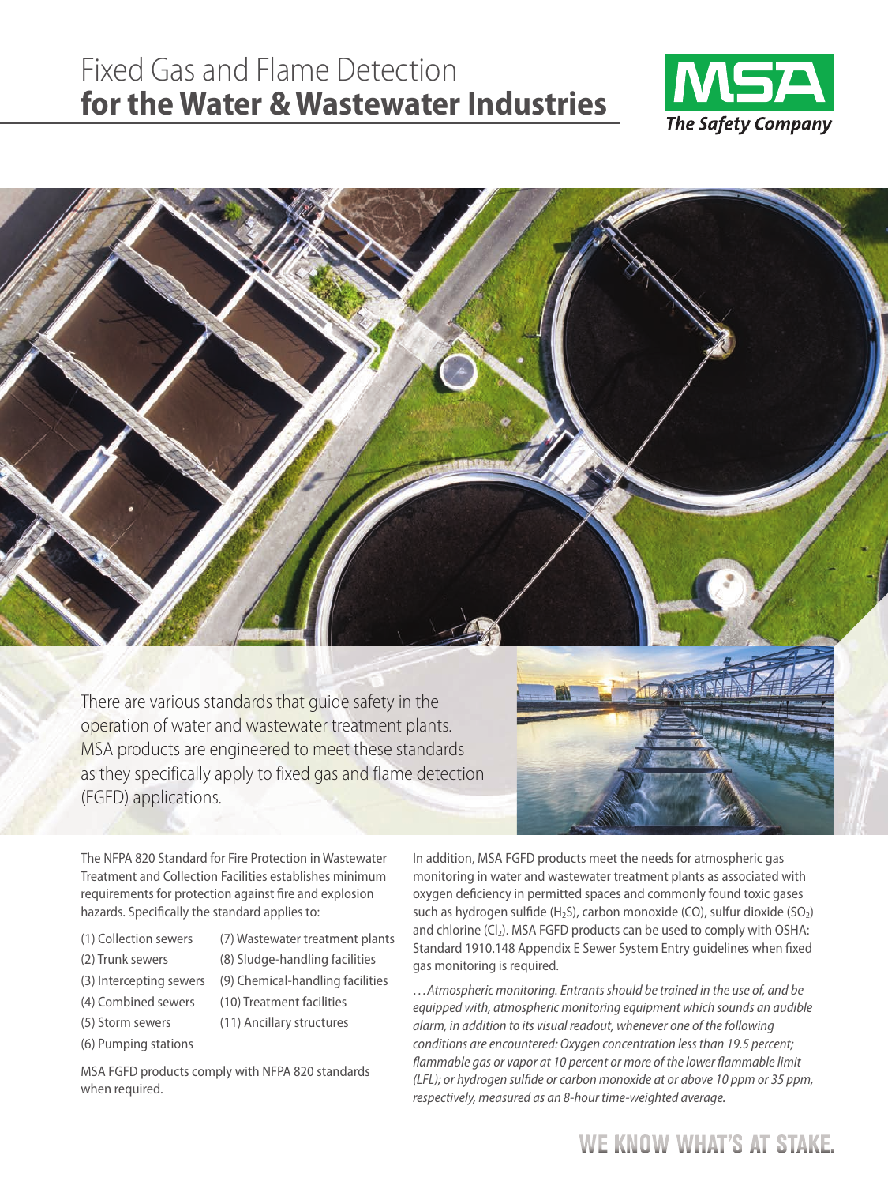# Fixed Gas and Flame Detection **for the Water & Wastewater Industries**

MSA The Safety Company

There are various standards that guide safety in the operation of water and wastewater treatment plants. MSA products are engineered to meet these standards as they specifically apply to fixed gas and flame detection (FGFD) applications.

The NFPA 820 Standard for Fire Protection in Wastewater Treatment and Collection Facilities establishes minimum requirements for protection against fire and explosion hazards. Specifically the standard applies to:

(1) Collection sewers
(2) Trunk sewers
(3) Intercepting sewers
(4) Combined sewers
(5) Storm sewers
(6) Pumping stations
(7) Wastewater treatment plants
(8) Sludge-handling facilities
(9) Chemical-handling facilities
(10) Treatment facilities
(11) Ancillary structures

MSA FGFD products comply with NFPA 820 standards when required.

In addition, MSA FGFD products meet the needs for atmospheric gas monitoring in water and wastewater treatment plants as associated with oxygen deficiency in permitted spaces and commonly found toxic gases such as hydrogen sulfide ($H_2S$), carbon monoxide (CO), sulfur dioxide ($SO_2$) and chlorine ($Cl_2$). MSA FGFD products can be used to comply with OSHA: Standard 1910.148 Appendix E Sewer System Entry guidelines when fixed gas monitoring is required.

*…Atmospheric monitoring. Entrants should be trained in the use of, and be equipped with, atmospheric monitoring equipment which sounds an audible alarm, in addition to its visual readout, whenever one of the following conditions are encountered: Oxygen concentration less than 19.5 percent; flammable gas or vapor at 10 percent or more of the lower flammable limit (LFL); or hydrogen sulfide or carbon monoxide at or above 10 ppm or 35 ppm, respectively, measured as an 8-hour time-weighted average.*

WE KNOW WHAT'S AT STAKE.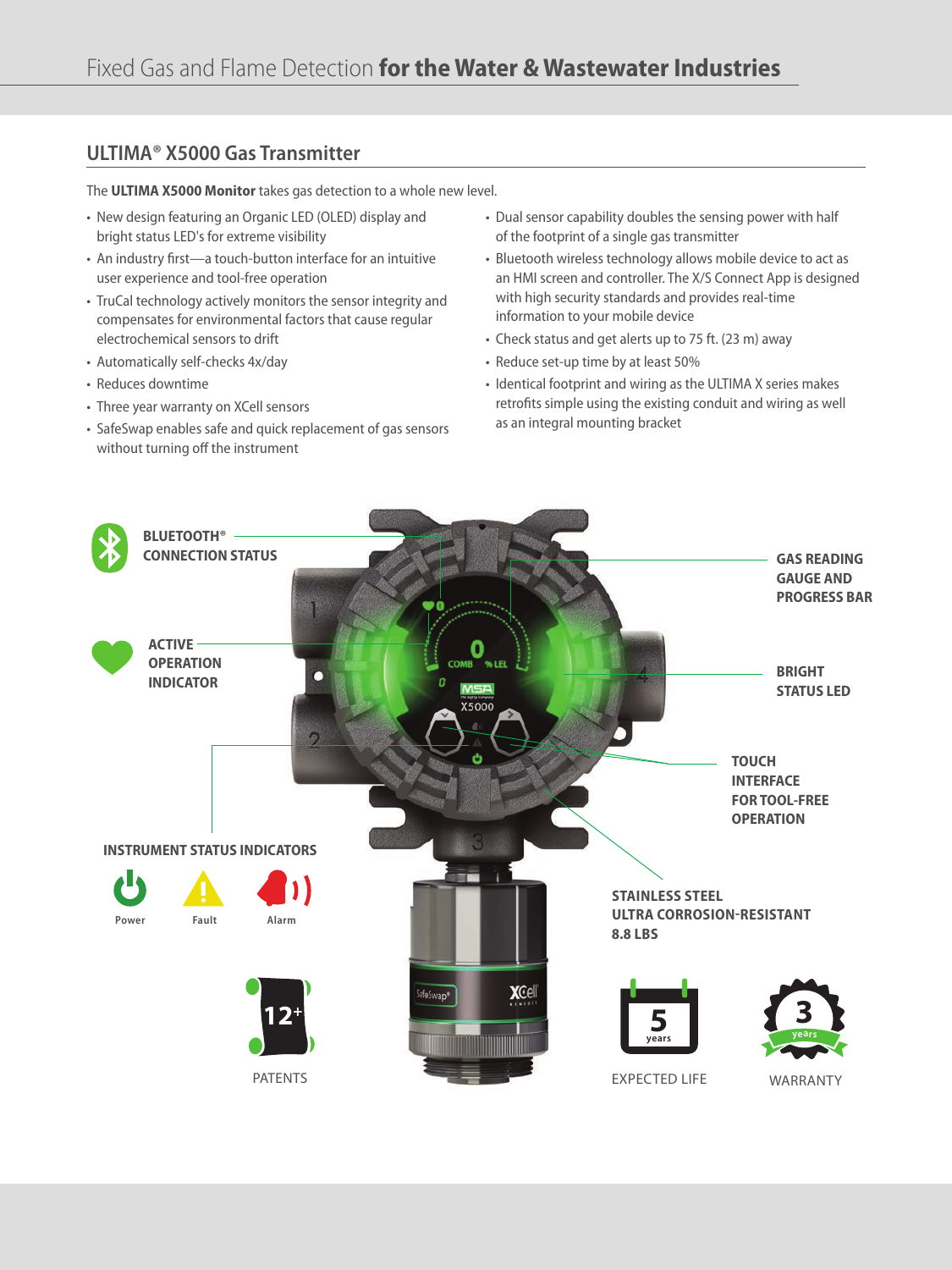# Fixed Gas and Flame Detection **for the Water & Wastewater Industries**

## ULTIMA® X5000 Gas Transmitter

The **ULTIMA X5000 Monitor** takes gas detection to a whole new level.

- New design featuring an Organic LED (OLED) display and bright status LED's for extreme visibility
- An industry first—a touch-button interface for an intuitive user experience and tool-free operation
- TruCal technology actively monitors the sensor integrity and compensates for environmental factors that cause regular electrochemical sensors to drift
- Automatically self-checks 4x/day
- Reduces downtime
- Three year warranty on XCell sensors
- SafeSwap enables safe and quick replacement of gas sensors without turning off the instrument
- Dual sensor capability doubles the sensing power with half of the footprint of a single gas transmitter
- Bluetooth wireless technology allows mobile device to act as an HMI screen and controller. The X/S Connect App is designed with high security standards and provides real-time information to your mobile device
- Check status and get alerts up to 75 ft. (23 m) away
- Reduce set-up time by at least 50%
- Identical footprint and wiring as the ULTIMA X series makes retrofits simple using the existing conduit and wiring as well as an integral mounting bracket

**BLUETOOTH® CONNECTION STATUS**

**GAS READING GAUGE AND PROGRESS BAR**

**ACTIVE OPERATION INDICATOR**

**BRIGHT STATUS LED**

**TOUCH INTERFACE FOR TOOL-FREE OPERATION**

**INSTRUMENT STATUS INDICATORS**

Power | Fault | Alarm

**STAINLESS STEEL ULTRA CORROSION-RESISTANT 8.8 LBS**

12+ PATENTS

5 years EXPECTED LIFE

3 years WARRANTY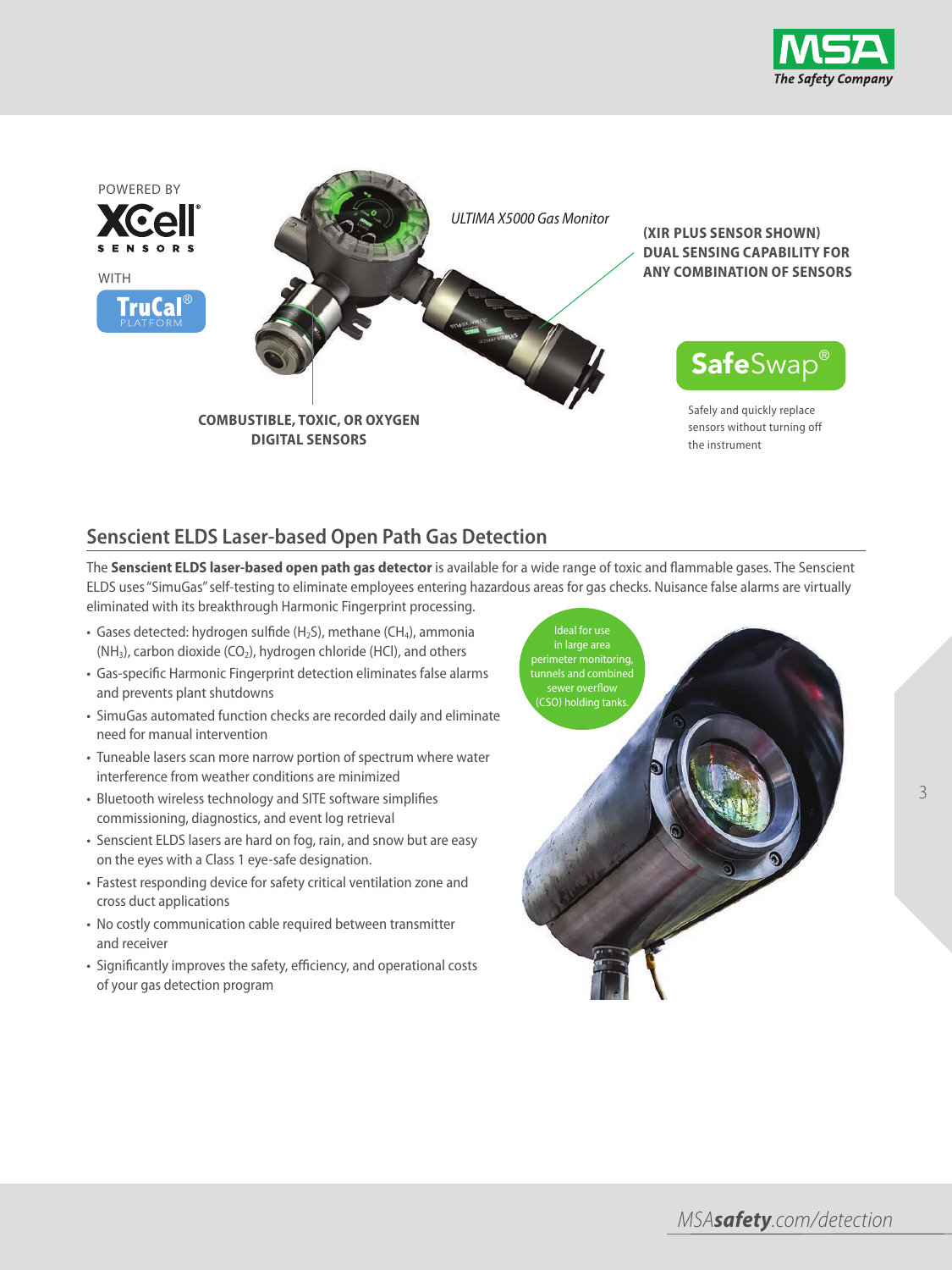POWERED BY

XCell® SENSORS

WITH

TruCal® PLATFORM

*ULTIMA X5000 Gas Monitor*

**(XIR PLUS SENSOR SHOWN) DUAL SENSING CAPABILITY FOR ANY COMBINATION OF SENSORS**

**COMBUSTIBLE, TOXIC, OR OXYGEN DIGITAL SENSORS**

**SafeSwap®**

Safely and quickly replace sensors without turning off the instrument

## Senscient ELDS Laser-based Open Path Gas Detection

The **Senscient ELDS laser-based open path gas detector** is available for a wide range of toxic and flammable gases. The Senscient ELDS uses "SimuGas" self-testing to eliminate employees entering hazardous areas for gas checks. Nuisance false alarms are virtually eliminated with its breakthrough Harmonic Fingerprint processing.

- Gases detected: hydrogen sulfide ($H_2S$), methane ($CH_4$), ammonia ($NH_3$), carbon dioxide ($CO_2$), hydrogen chloride (HCl), and others
- Gas-specific Harmonic Fingerprint detection eliminates false alarms and prevents plant shutdowns
- SimuGas automated function checks are recorded daily and eliminate need for manual intervention
- Tuneable lasers scan more narrow portion of spectrum where water interference from weather conditions are minimized
- Bluetooth wireless technology and SITE software simplifies commissioning, diagnostics, and event log retrieval
- Senscient ELDS lasers are hard on fog, rain, and snow but are easy on the eyes with a Class 1 eye-safe designation.
- Fastest responding device for safety critical ventilation zone and cross duct applications
- No costly communication cable required between transmitter and receiver
- Significantly improves the safety, efficiency, and operational costs of your gas detection program

Ideal for use in large area perimeter monitoring, tunnels and combined sewer overflow (CSO) holding tanks.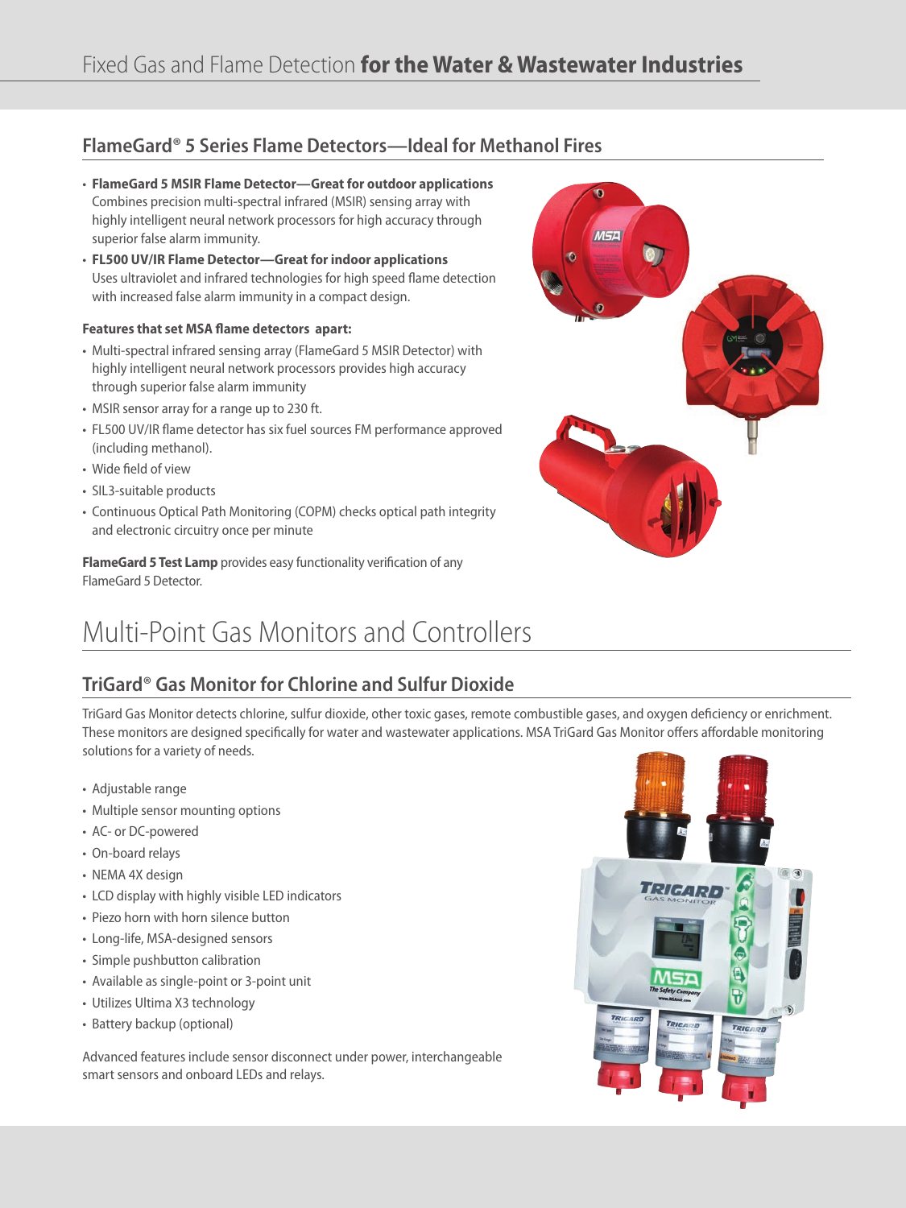## FlameGard® 5 Series Flame Detectors—Ideal for Methanol Fires

- **FlameGard 5 MSIR Flame Detector—Great for outdoor applications**
  Combines precision multi-spectral infrared (MSIR) sensing array with highly intelligent neural network processors for high accuracy through superior false alarm immunity.
- **FL500 UV/IR Flame Detector—Great for indoor applications**
  Uses ultraviolet and infrared technologies for high speed flame detection with increased false alarm immunity in a compact design.

**Features that set MSA flame detectors apart:**

- Multi-spectral infrared sensing array (FlameGard 5 MSIR Detector) with highly intelligent neural network processors provides high accuracy through superior false alarm immunity
- MSIR sensor array for a range up to 230 ft.
- FL500 UV/IR flame detector has six fuel sources FM performance approved (including methanol).
- Wide field of view
- SIL3-suitable products
- Continuous Optical Path Monitoring (COPM) checks optical path integrity and electronic circuitry once per minute

**FlameGard 5 Test Lamp** provides easy functionality verification of any FlameGard 5 Detector.

# Multi-Point Gas Monitors and Controllers

## TriGard® Gas Monitor for Chlorine and Sulfur Dioxide

TriGard Gas Monitor detects chlorine, sulfur dioxide, other toxic gases, remote combustible gases, and oxygen deficiency or enrichment. These monitors are designed specifically for water and wastewater applications. MSA TriGard Gas Monitor offers affordable monitoring solutions for a variety of needs.

- Adjustable range
- Multiple sensor mounting options
- AC- or DC-powered
- On-board relays
- NEMA 4X design
- LCD display with highly visible LED indicators
- Piezo horn with horn silence button
- Long-life, MSA-designed sensors
- Simple pushbutton calibration
- Available as single-point or 3-point unit
- Utilizes Ultima X3 technology
- Battery backup (optional)

Advanced features include sensor disconnect under power, interchangeable smart sensors and onboard LEDs and relays.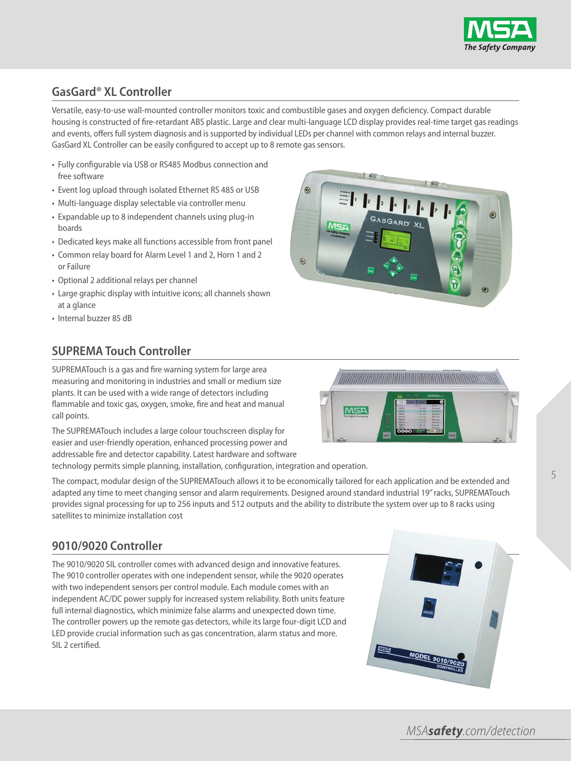## GasGard® XL Controller

Versatile, easy-to-use wall-mounted controller monitors toxic and combustible gases and oxygen deficiency. Compact durable housing is constructed of fire-retardant ABS plastic. Large and clear multi-language LCD display provides real-time target gas readings and events, offers full system diagnosis and is supported by individual LEDs per channel with common relays and internal buzzer. GasGard XL Controller can be easily configured to accept up to 8 remote gas sensors.

- Fully configurable via USB or RS485 Modbus connection and free software
- Event log upload through isolated Ethernet RS 485 or USB
- Multi-language display selectable via controller menu
- Expandable up to 8 independent channels using plug-in boards
- Dedicated keys make all functions accessible from front panel
- Common relay board for Alarm Level 1 and 2, Horn 1 and 2 or Failure
- Optional 2 additional relays per channel
- Large graphic display with intuitive icons; all channels shown at a glance
- Internal buzzer 85 dB

## SUPREMA Touch Controller

SUPREMATouch is a gas and fire warning system for large area measuring and monitoring in industries and small or medium size plants. It can be used with a wide range of detectors including flammable and toxic gas, oxygen, smoke, fire and heat and manual call points.

The SUPREMATouch includes a large colour touchscreen display for easier and user-friendly operation, enhanced processing power and addressable fire and detector capability. Latest hardware and software technology permits simple planning, installation, configuration, integration and operation.

The compact, modular design of the SUPREMATouch allows it to be economically tailored for each application and be extended and adapted any time to meet changing sensor and alarm requirements. Designed around standard industrial 19" racks, SUPREMATouch provides signal processing for up to 256 inputs and 512 outputs and the ability to distribute the system over up to 8 racks using satellites to minimize installation cost

## 9010/9020 Controller

The 9010/9020 SIL controller comes with advanced design and innovative features. The 9010 controller operates with one independent sensor, while the 9020 operates with two independent sensors per control module. Each module comes with an independent AC/DC power supply for increased system reliability. Both units feature full internal diagnostics, which minimize false alarms and unexpected down time. The controller powers up the remote gas detectors, while its large four-digit LCD and LED provide crucial information such as gas concentration, alarm status and more. SIL 2 certified.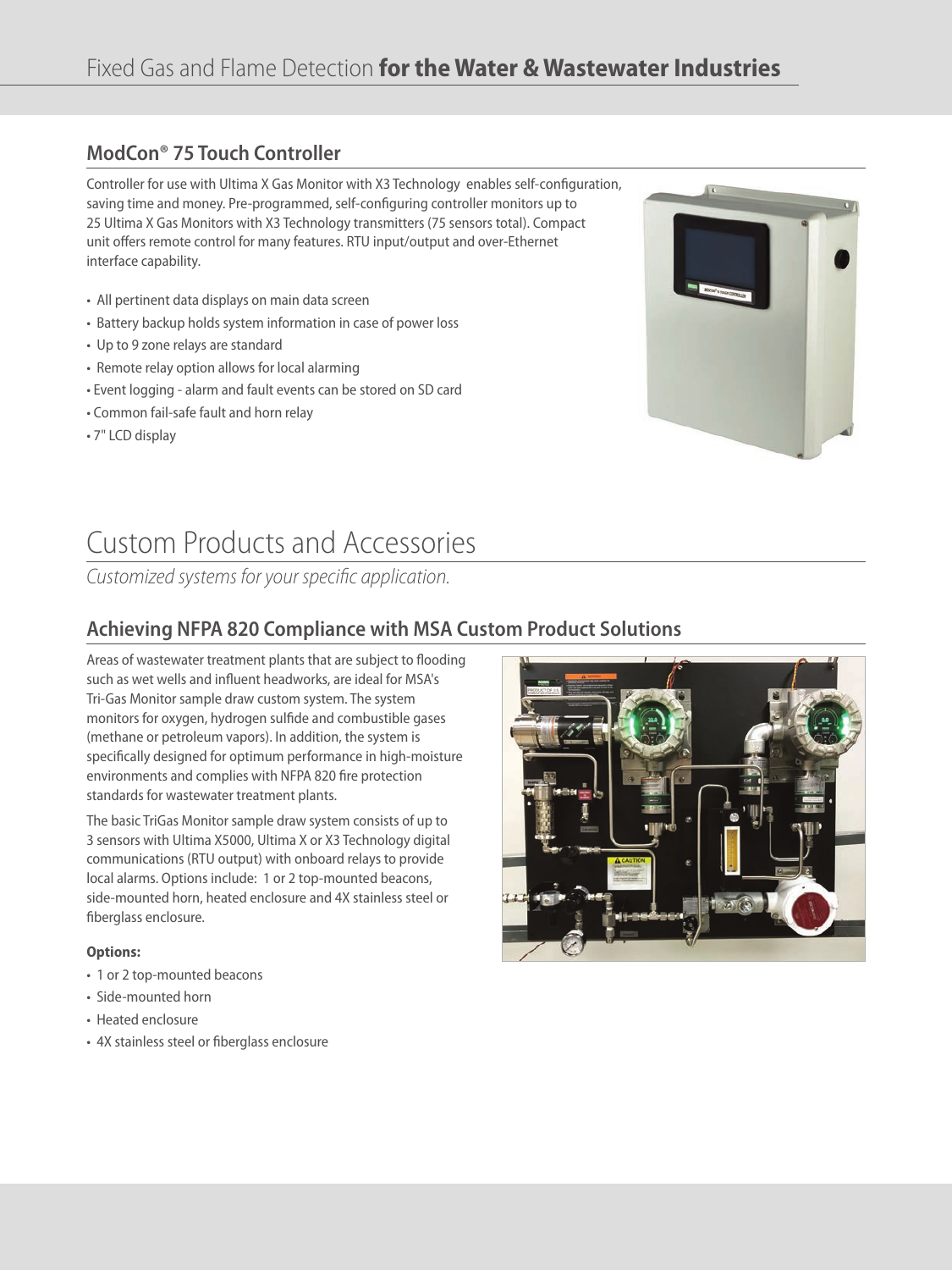## ModCon® 75 Touch Controller

Controller for use with Ultima X Gas Monitor with X3 Technology enables self-configuration, saving time and money. Pre-programmed, self-configuring controller monitors up to 25 Ultima X Gas Monitors with X3 Technology transmitters (75 sensors total). Compact unit offers remote control for many features. RTU input/output and over-Ethernet interface capability.

- All pertinent data displays on main data screen
- Battery backup holds system information in case of power loss
- Up to 9 zone relays are standard
- Remote relay option allows for local alarming
- Event logging - alarm and fault events can be stored on SD card
- Common fail-safe fault and horn relay
- 7" LCD display

# Custom Products and Accessories

*Customized systems for your specific application.*

## Achieving NFPA 820 Compliance with MSA Custom Product Solutions

Areas of wastewater treatment plants that are subject to flooding such as wet wells and influent headworks, are ideal for MSA's Tri-Gas Monitor sample draw custom system. The system monitors for oxygen, hydrogen sulfide and combustible gases (methane or petroleum vapors). In addition, the system is specifically designed for optimum performance in high-moisture environments and complies with NFPA 820 fire protection standards for wastewater treatment plants.

The basic TriGas Monitor sample draw system consists of up to 3 sensors with Ultima X5000, Ultima X or X3 Technology digital communications (RTU output) with onboard relays to provide local alarms. Options include: 1 or 2 top-mounted beacons, side-mounted horn, heated enclosure and 4X stainless steel or fiberglass enclosure.

**Options:**

- 1 or 2 top-mounted beacons
- Side-mounted horn
- Heated enclosure
- 4X stainless steel or fiberglass enclosure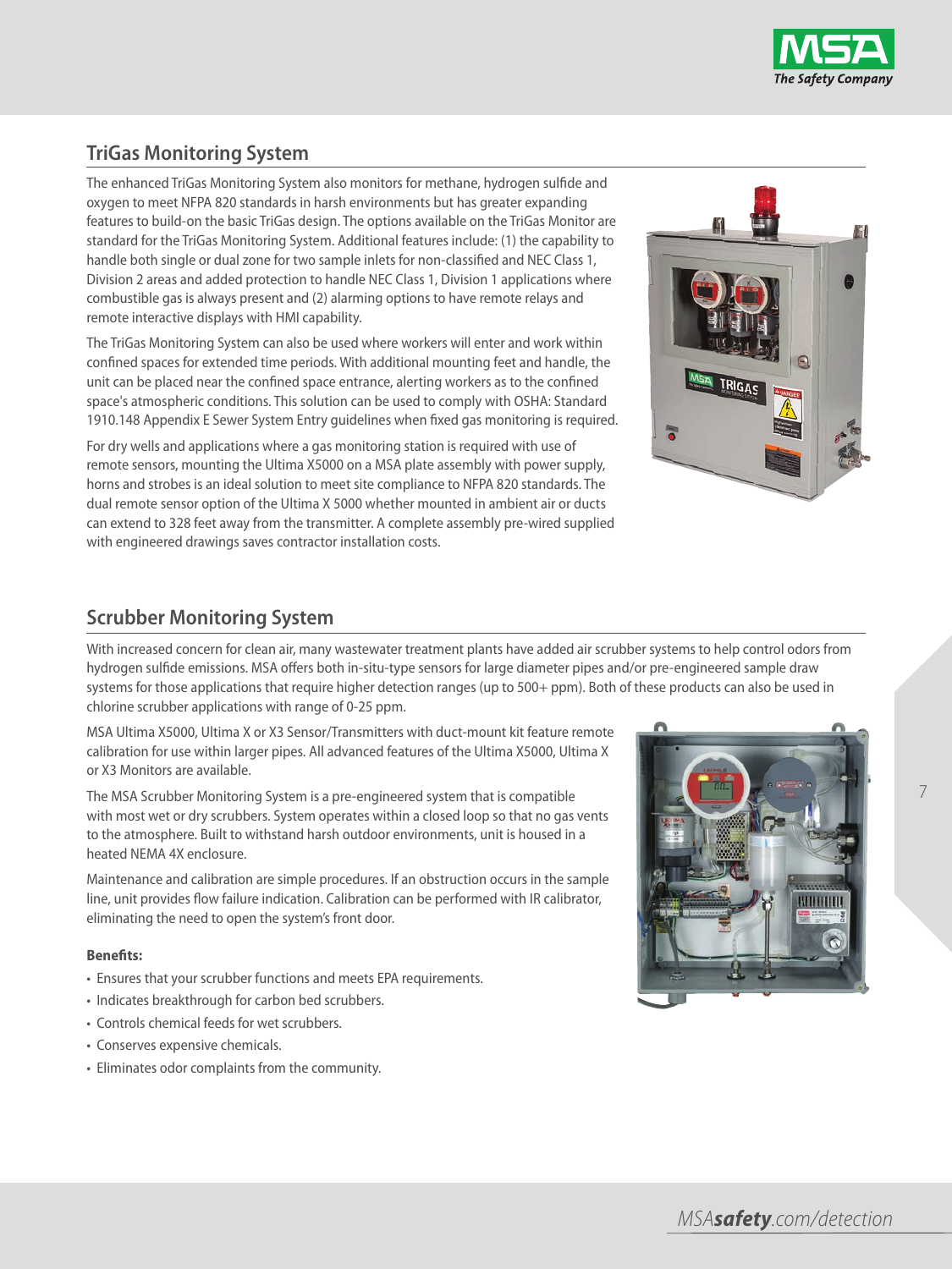## TriGas Monitoring System

The enhanced TriGas Monitoring System also monitors for methane, hydrogen sulfide and oxygen to meet NFPA 820 standards in harsh environments but has greater expanding features to build-on the basic TriGas design. The options available on the TriGas Monitor are standard for the TriGas Monitoring System. Additional features include: (1) the capability to handle both single or dual zone for two sample inlets for non-classified and NEC Class 1, Division 2 areas and added protection to handle NEC Class 1, Division 1 applications where combustible gas is always present and (2) alarming options to have remote relays and remote interactive displays with HMI capability.

The TriGas Monitoring System can also be used where workers will enter and work within confined spaces for extended time periods. With additional mounting feet and handle, the unit can be placed near the confined space entrance, alerting workers as to the confined space's atmospheric conditions. This solution can be used to comply with OSHA: Standard 1910.148 Appendix E Sewer System Entry guidelines when fixed gas monitoring is required.

For dry wells and applications where a gas monitoring station is required with use of remote sensors, mounting the Ultima X5000 on a MSA plate assembly with power supply, horns and strobes is an ideal solution to meet site compliance to NFPA 820 standards. The dual remote sensor option of the Ultima X 5000 whether mounted in ambient air or ducts can extend to 328 feet away from the transmitter. A complete assembly pre-wired supplied with engineered drawings saves contractor installation costs.

## Scrubber Monitoring System

With increased concern for clean air, many wastewater treatment plants have added air scrubber systems to help control odors from hydrogen sulfide emissions. MSA offers both in-situ-type sensors for large diameter pipes and/or pre-engineered sample draw systems for those applications that require higher detection ranges (up to 500+ ppm). Both of these products can also be used in chlorine scrubber applications with range of 0-25 ppm.

MSA Ultima X5000, Ultima X or X3 Sensor/Transmitters with duct-mount kit feature remote calibration for use within larger pipes. All advanced features of the Ultima X5000, Ultima X or X3 Monitors are available.

The MSA Scrubber Monitoring System is a pre-engineered system that is compatible with most wet or dry scrubbers. System operates within a closed loop so that no gas vents to the atmosphere. Built to withstand harsh outdoor environments, unit is housed in a heated NEMA 4X enclosure.

Maintenance and calibration are simple procedures. If an obstruction occurs in the sample line, unit provides flow failure indication. Calibration can be performed with IR calibrator, eliminating the need to open the system's front door.

**Benefits:**

- Ensures that your scrubber functions and meets EPA requirements.
- Indicates breakthrough for carbon bed scrubbers.
- Controls chemical feeds for wet scrubbers.
- Conserves expensive chemicals.
- Eliminates odor complaints from the community.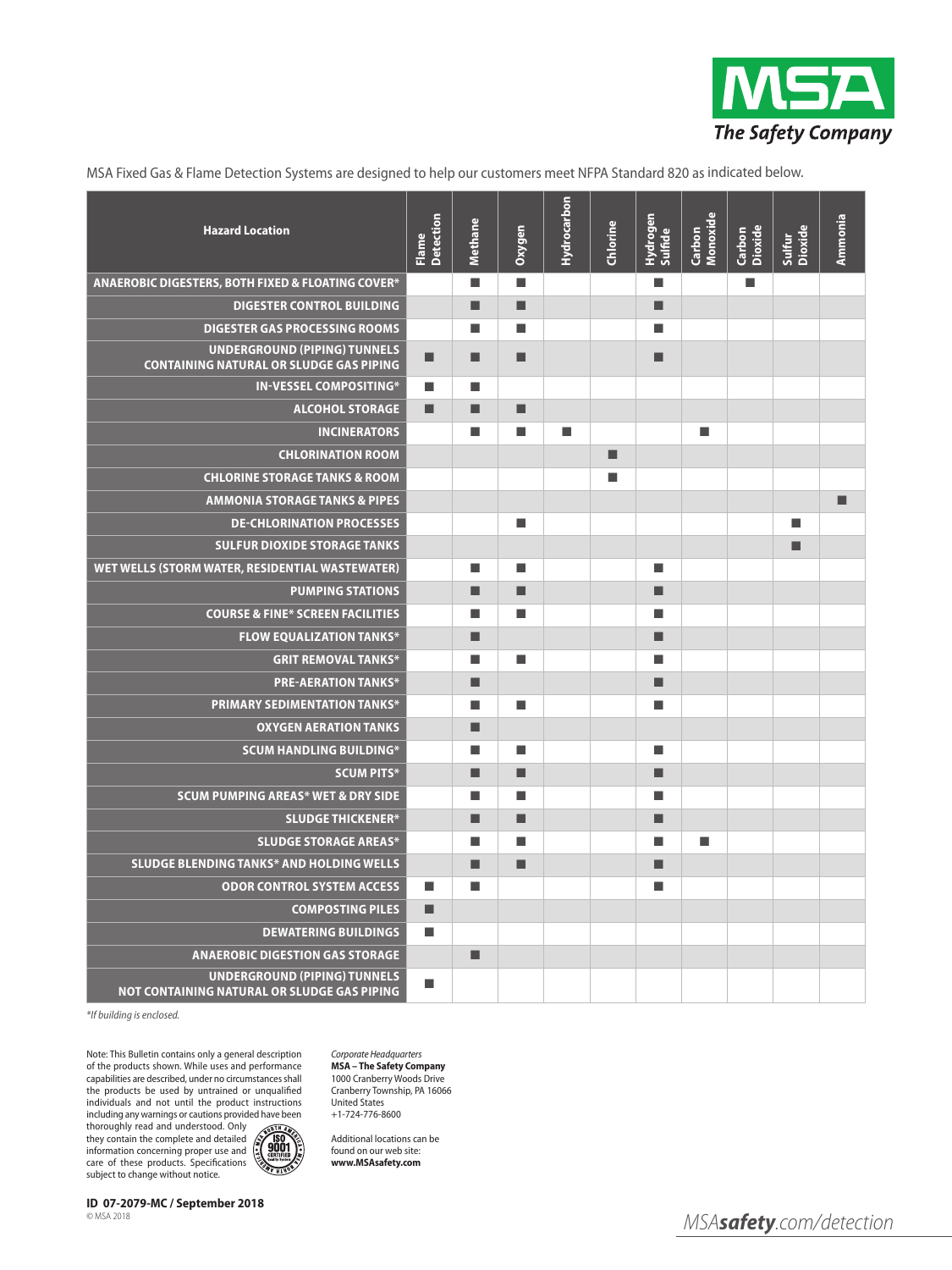MSA Fixed Gas & Flame Detection Systems are designed to help our customers meet NFPA Standard 820 as indicated below.

| Hazard Location | Flame Detection | Methane | Oxygen | Hydrocarbon | Chlorine | Hydrogen Sulfide | Carbon Monoxide | Carbon Dioxide | Sulfur Dioxide | Ammonia |
|---|---|---|---|---|---|---|---|---|---|---|
| ANAEROBIC DIGESTERS, BOTH FIXED & FLOATING COVER* | | ■ | ■ | | | ■ | | ■ | | |
| DIGESTER CONTROL BUILDING | | ■ | ■ | | | ■ | | | | |
| DIGESTER GAS PROCESSING ROOMS | | ■ | ■ | | | ■ | | | | |
| UNDERGROUND (PIPING) TUNNELS CONTAINING NATURAL OR SLUDGE GAS PIPING | ■ | ■ | ■ | | | ■ | | | | |
| IN-VESSEL COMPOSITING* | ■ | ■ | | | | | | | | |
| ALCOHOL STORAGE | ■ | ■ | ■ | | | | | | | |
| INCINERATORS | | ■ | ■ | ■ | | | ■ | | | |
| CHLORINATION ROOM | | | | | ■ | | | | | |
| CHLORINE STORAGE TANKS & ROOM | | | | | ■ | | | | | |
| AMMONIA STORAGE TANKS & PIPES | | | | | | | | | | ■ |
| DE-CHLORINATION PROCESSES | | | ■ | | | | | | ■ | |
| SULFUR DIOXIDE STORAGE TANKS | | | | | | | | | ■ | |
| WET WELLS (STORM WATER, RESIDENTIAL WASTEWATER) | | ■ | ■ | | | ■ | | | | |
| PUMPING STATIONS | | ■ | ■ | | | ■ | | | | |
| COURSE & FINE* SCREEN FACILITIES | | ■ | ■ | | | ■ | | | | |
| FLOW EQUALIZATION TANKS* | | ■ | | | | ■ | | | | |
| GRIT REMOVAL TANKS* | | ■ | ■ | | | ■ | | | | |
| PRE-AERATION TANKS* | | ■ | | | | ■ | | | | |
| PRIMARY SEDIMENTATION TANKS* | | ■ | ■ | | | ■ | | | | |
| OXYGEN AERATION TANKS | | ■ | | | | | | | | |
| SCUM HANDLING BUILDING* | | ■ | ■ | | | ■ | | | | |
| SCUM PITS* | | ■ | ■ | | | ■ | | | | |
| SCUM PUMPING AREAS* WET & DRY SIDE | | ■ | ■ | | | ■ | | | | |
| SLUDGE THICKENER* | | ■ | ■ | | | ■ | | | | |
| SLUDGE STORAGE AREAS* | | ■ | ■ | | | ■ | ■ | | | |
| SLUDGE BLENDING TANKS* AND HOLDING WELLS | | ■ | ■ | | | ■ | | | | |
| ODOR CONTROL SYSTEM ACCESS | ■ | ■ | | | | ■ | | | | |
| COMPOSTING PILES | ■ | | | | | | | | | |
| DEWATERING BUILDINGS | ■ | | | | | | | | | |
| ANAEROBIC DIGESTION GAS STORAGE | | ■ | | | | | | | | |
| UNDERGROUND (PIPING) TUNNELS NOT CONTAINING NATURAL OR SLUDGE GAS PIPING | ■ | | | | | | | | | |

*If building is enclosed.*

Note: This Bulletin contains only a general description of the products shown. While uses and performance capabilities are described, under no circumstances shall the products be used by untrained or unqualified individuals and not until the product instructions including any warnings or cautions provided have been thoroughly read and understood. Only they contain the complete and detailed information concerning proper use and care of these products. Specifications subject to change without notice.

*Corporate Headquarters*
**MSA – The Safety Company**
1000 Cranberry Woods Drive
Cranberry Township, PA 16066
United States
+1-724-776-8600

Additional locations can be found on our web site:
**www.MSAsafety.com**

**ID 07-2079-MC / September 2018**
© MSA 2018

MSA***safety***.com/detection